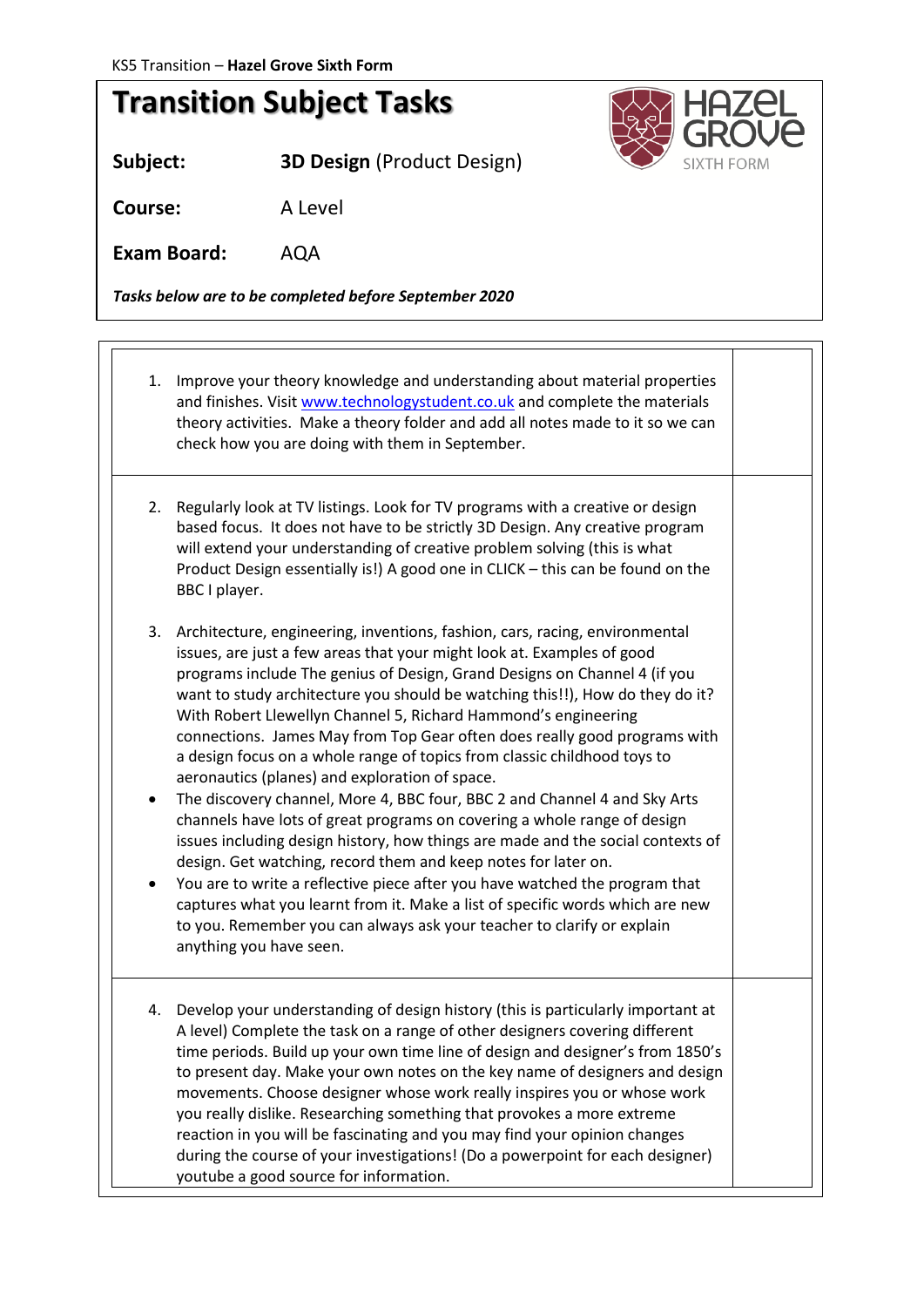KS5 Transition – **Hazel Grove Sixth Form**

# Transition Subject Tasks

**Subject:** **3D Design** (Product Design)

**Course:** A Level

**Exam Board:** AQA

***Tasks below are to be completed before September 2020***

| | |
|---|---|
| 1. Improve your theory knowledge and understanding about material properties and finishes. Visit www.technologystudent.co.uk and complete the materials theory activities. Make a theory folder and add all notes made to it so we can check how you are doing with them in September. | |
| 2. Regularly look at TV listings. Look for TV programs with a creative or design based focus. It does not have to be strictly 3D Design. Any creative program will extend your understanding of creative problem solving (this is what Product Design essentially is!) A good one in CLICK – this can be found on the BBC I player.<br><br>3. Architecture, engineering, inventions, fashion, cars, racing, environmental issues, are just a few areas that your might look at. Examples of good programs include The genius of Design, Grand Designs on Channel 4 (if you want to study architecture you should be watching this!!), How do they do it? With Robert Llewellyn Channel 5, Richard Hammond's engineering connections. James May from Top Gear often does really good programs with a design focus on a whole range of topics from classic childhood toys to aeronautics (planes) and exploration of space.<br>• The discovery channel, More 4, BBC four, BBC 2 and Channel 4 and Sky Arts channels have lots of great programs on covering a whole range of design issues including design history, how things are made and the social contexts of design. Get watching, record them and keep notes for later on.<br>• You are to write a reflective piece after you have watched the program that captures what you learnt from it. Make a list of specific words which are new to you. Remember you can always ask your teacher to clarify or explain anything you have seen. | |
| 4. Develop your understanding of design history (this is particularly important at A level) Complete the task on a range of other designers covering different time periods. Build up your own time line of design and designer's from 1850's to present day. Make your own notes on the key name of designers and design movements. Choose designer whose work really inspires you or whose work you really dislike. Researching something that provokes a more extreme reaction in you will be fascinating and you may find your opinion changes during the course of your investigations! (Do a powerpoint for each designer) youtube a good source for information. | |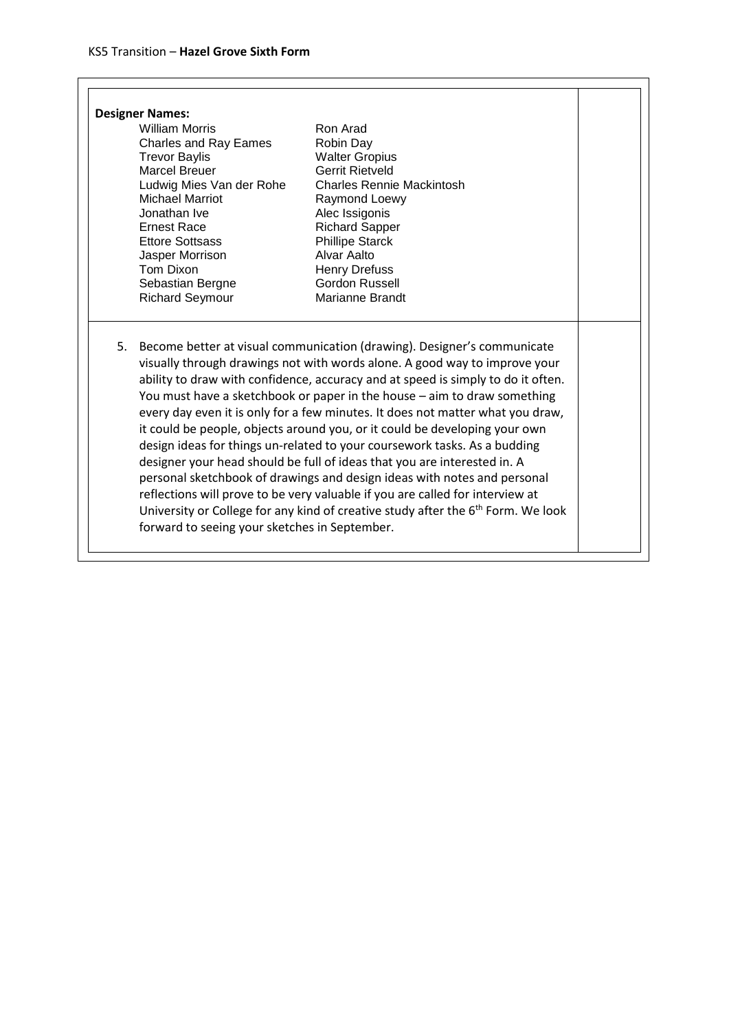**Designer Names:**

| | |
|---|---|
| William Morris | Ron Arad |
| Charles and Ray Eames | Robin Day |
| Trevor Baylis | Walter Gropius |
| Marcel Breuer | Gerrit Rietveld |
| Ludwig Mies Van der Rohe | Charles Rennie Mackintosh |
| Michael Marriot | Raymond Loewy |
| Jonathan Ive | Alec Issigonis |
| Ernest Race | Richard Sapper |
| Ettore Sottsass | Phillipe Starck |
| Jasper Morrison | Alvar Aalto |
| Tom Dixon | Henry Drefuss |
| Sebastian Bergne | Gordon Russell |
| Richard Seymour | Marianne Brandt |

5. Become better at visual communication (drawing). Designer's communicate visually through drawings not with words alone. A good way to improve your ability to draw with confidence, accuracy and at speed is simply to do it often. You must have a sketchbook or paper in the house – aim to draw something every day even it is only for a few minutes. It does not matter what you draw, it could be people, objects around you, or it could be developing your own design ideas for things un-related to your coursework tasks. As a budding designer your head should be full of ideas that you are interested in. A personal sketchbook of drawings and design ideas with notes and personal reflections will prove to be very valuable if you are called for interview at University or College for any kind of creative study after the 6th Form. We look forward to seeing your sketches in September.